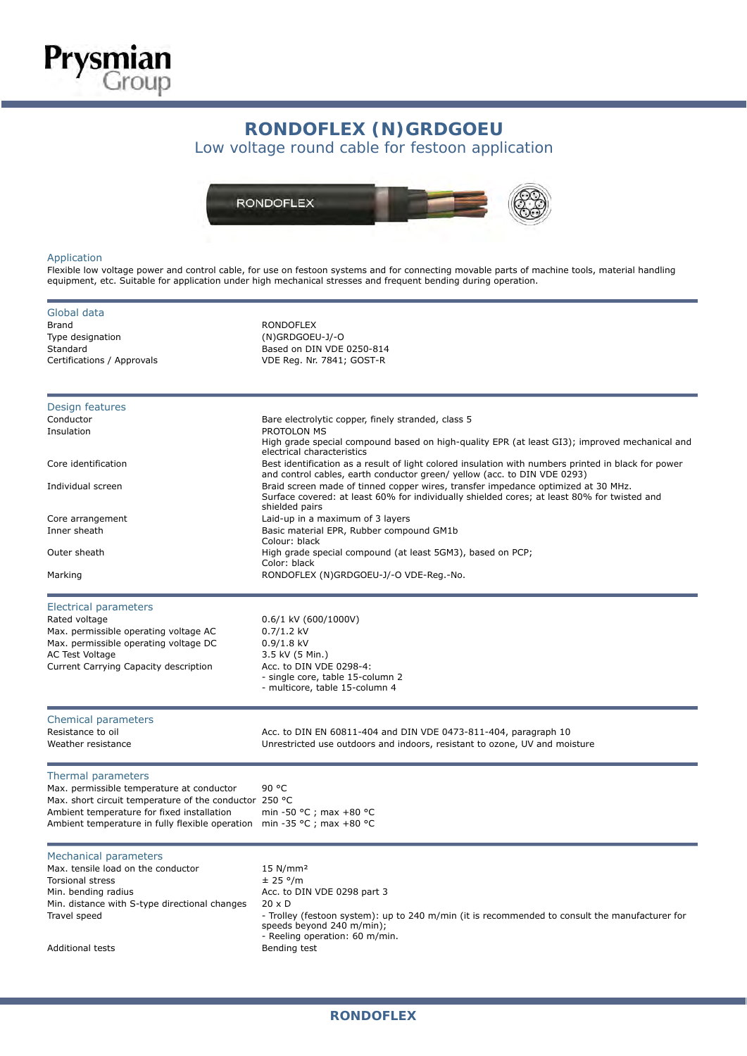# RONDOFLEX (N)GRDGOEU

## Low voltage round cable for festoon application

### Application

Flexible low voltage power and control cable, for use on festoon systems and for connecting movable parts of machine tools, material handling equipment, etc. Suitable for application under high mechanical stresses and frequent bending during operation.

### Global data

| | |
|---|---|
| Brand | RONDOFLEX |
| Type designation | (N)GRDGOEU-J/-O |
| Standard | Based on DIN VDE 0250-814 |
| Certifications / Approvals | VDE Reg. Nr. 7841; GOST-R |

### Design features

| | |
|---|---|
| Conductor | Bare electrolytic copper, finely stranded, class 5 |
| Insulation | PROTOLON MS<br>High grade special compound based on high-quality EPR (at least GI3); improved mechanical and electrical characteristics |
| Core identification | Best identification as a result of light colored insulation with numbers printed in black for power and control cables, earth conductor green/ yellow (acc. to DIN VDE 0293) |
| Individual screen | Braid screen made of tinned copper wires, transfer impedance optimized at 30 MHz.<br>Surface covered: at least 60% for individually shielded cores; at least 80% for twisted and shielded pairs |
| Core arrangement | Laid-up in a maximum of 3 layers |
| Inner sheath | Basic material EPR, Rubber compound GM1b<br>Colour: black |
| Outer sheath | High grade special compound (at least 5GM3), based on PCP;<br>Color: black |
| Marking | RONDOFLEX (N)GRDGOEU-J/-O VDE-Reg.-No. |

### Electrical parameters

| | |
|---|---|
| Rated voltage | 0.6/1 kV (600/1000V) |
| Max. permissible operating voltage AC | 0.7/1.2 kV |
| Max. permissible operating voltage DC | 0.9/1.8 kV |
| AC Test Voltage | 3.5 kV (5 Min.) |
| Current Carrying Capacity description | Acc. to DIN VDE 0298-4:<br>- single core, table 15-column 2<br>- multicore, table 15-column 4 |

### Chemical parameters

| | |
|---|---|
| Resistance to oil | Acc. to DIN EN 60811-404 and DIN VDE 0473-811-404, paragraph 10 |
| Weather resistance | Unrestricted use outdoors and indoors, resistant to ozone, UV and moisture |

### Thermal parameters

| | |
|---|---|
| Max. permissible temperature at conductor | 90 °C |
| Max. short circuit temperature of the conductor | 250 °C |
| Ambient temperature for fixed installation | min -50 °C ; max +80 °C |
| Ambient temperature in fully flexible operation | min -35 °C ; max +80 °C |

### Mechanical parameters

| | |
|---|---|
| Max. tensile load on the conductor | 15 N/mm² |
| Torsional stress | ± 25 °/m |
| Min. bending radius | Acc. to DIN VDE 0298 part 3 |
| Min. distance with S-type directional changes | 20 x D |
| Travel speed | - Trolley (festoon system): up to 240 m/min (it is recommended to consult the manufacturer for speeds beyond 240 m/min);<br>- Reeling operation: 60 m/min. |
| Additional tests | Bending test |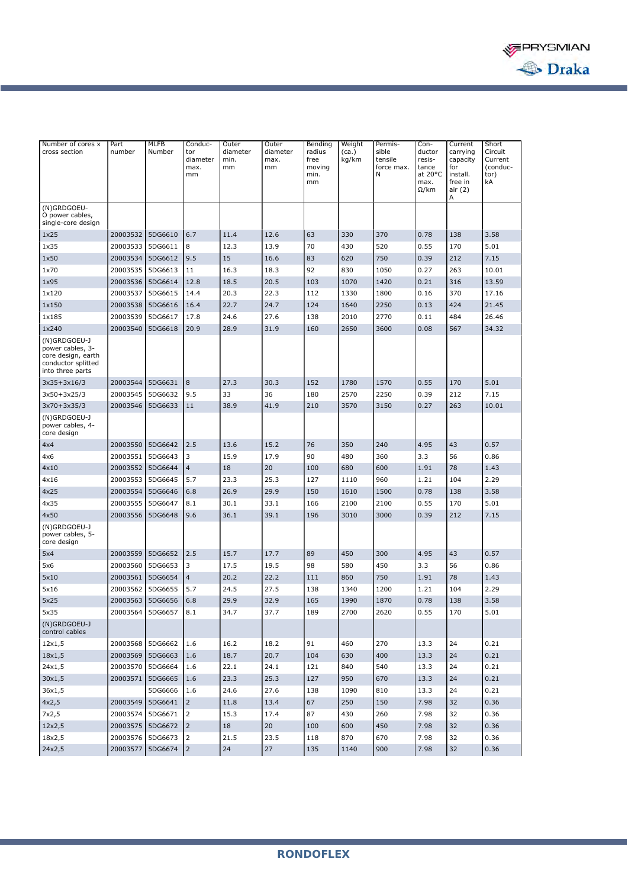| Number of cores x cross section | Part number | MLFB Number | Conductor diameter max. mm | Outer diameter min. mm | Outer diameter max. mm | Bending radius free moving min. mm | Weight (ca.) kg/km | Permissible tensile force max. N | Conductor resistance at 20°C max. Ω/km | Current carrying capacity for install. free in air (2) A | Short Circuit Current (conductor) kA |
|---|---|---|---|---|---|---|---|---|---|---|---|
| (N)GRDGOEU-O power cables, single-core design | | | | | | | | | | | |
| 1x25 | 20003532 | 5DG6610 | 6.7 | 11.4 | 12.6 | 63 | 330 | 370 | 0.78 | 138 | 3.58 |
| 1x35 | 20003533 | 5DG6611 | 8 | 12.3 | 13.9 | 70 | 430 | 520 | 0.55 | 170 | 5.01 |
| 1x50 | 20003534 | 5DG6612 | 9.5 | 15 | 16.6 | 83 | 620 | 750 | 0.39 | 212 | 7.15 |
| 1x70 | 20003535 | 5DG6613 | 11 | 16.3 | 18.3 | 92 | 830 | 1050 | 0.27 | 263 | 10.01 |
| 1x95 | 20003536 | 5DG6614 | 12.8 | 18.5 | 20.5 | 103 | 1070 | 1420 | 0.21 | 316 | 13.59 |
| 1x120 | 20003537 | 5DG6615 | 14.4 | 20.3 | 22.3 | 112 | 1330 | 1800 | 0.16 | 370 | 17.16 |
| 1x150 | 20003538 | 5DG6616 | 16.4 | 22.7 | 24.7 | 124 | 1640 | 2250 | 0.13 | 424 | 21.45 |
| 1x185 | 20003539 | 5DG6617 | 17.8 | 24.6 | 27.6 | 138 | 2010 | 2770 | 0.11 | 484 | 26.46 |
| 1x240 | 20003540 | 5DG6618 | 20.9 | 28.9 | 31.9 | 160 | 2650 | 3600 | 0.08 | 567 | 34.32 |
| (N)GRDGOEU-J power cables, 3-core design, earth conductor splitted into three parts | | | | | | | | | | | |
| 3x35+3x16/3 | 20003544 | 5DG6631 | 8 | 27.3 | 30.3 | 152 | 1780 | 1570 | 0.55 | 170 | 5.01 |
| 3x50+3x25/3 | 20003545 | 5DG6632 | 9.5 | 33 | 36 | 180 | 2570 | 2250 | 0.39 | 212 | 7.15 |
| 3x70+3x35/3 | 20003546 | 5DG6633 | 11 | 38.9 | 41.9 | 210 | 3570 | 3150 | 0.27 | 263 | 10.01 |
| (N)GRDGOEU-J power cables, 4-core design | | | | | | | | | | | |
| 4x4 | 20003550 | 5DG6642 | 2.5 | 13.6 | 15.2 | 76 | 350 | 240 | 4.95 | 43 | 0.57 |
| 4x6 | 20003551 | 5DG6643 | 3 | 15.9 | 17.9 | 90 | 480 | 360 | 3.3 | 56 | 0.86 |
| 4x10 | 20003552 | 5DG6644 | 4 | 18 | 20 | 100 | 680 | 600 | 1.91 | 78 | 1.43 |
| 4x16 | 20003553 | 5DG6645 | 5.7 | 23.3 | 25.3 | 127 | 1110 | 960 | 1.21 | 104 | 2.29 |
| 4x25 | 20003554 | 5DG6646 | 6.8 | 26.9 | 29.9 | 150 | 1610 | 1500 | 0.78 | 138 | 3.58 |
| 4x35 | 20003555 | 5DG6647 | 8.1 | 30.1 | 33.1 | 166 | 2100 | 2100 | 0.55 | 170 | 5.01 |
| 4x50 | 20003556 | 5DG6648 | 9.6 | 36.1 | 39.1 | 196 | 3010 | 3000 | 0.39 | 212 | 7.15 |
| (N)GRDGOEU-J power cables, 5-core design | | | | | | | | | | | |
| 5x4 | 20003559 | 5DG6652 | 2.5 | 15.7 | 17.7 | 89 | 450 | 300 | 4.95 | 43 | 0.57 |
| 5x6 | 20003560 | 5DG6653 | 3 | 17.5 | 19.5 | 98 | 580 | 450 | 3.3 | 56 | 0.86 |
| 5x10 | 20003561 | 5DG6654 | 4 | 20.2 | 22.2 | 111 | 860 | 750 | 1.91 | 78 | 1.43 |
| 5x16 | 20003562 | 5DG6655 | 5.7 | 24.5 | 27.5 | 138 | 1340 | 1200 | 1.21 | 104 | 2.29 |
| 5x25 | 20003563 | 5DG6656 | 6.8 | 29.9 | 32.9 | 165 | 1990 | 1870 | 0.78 | 138 | 3.58 |
| 5x35 | 20003564 | 5DG6657 | 8.1 | 34.7 | 37.7 | 189 | 2700 | 2620 | 0.55 | 170 | 5.01 |
| (N)GRDGOEU-J control cables | | | | | | | | | | | |
| 12x1,5 | 20003568 | 5DG6662 | 1.6 | 16.2 | 18.2 | 91 | 460 | 270 | 13.3 | 24 | 0.21 |
| 18x1,5 | 20003569 | 5DG6663 | 1.6 | 18.7 | 20.7 | 104 | 630 | 400 | 13.3 | 24 | 0.21 |
| 24x1,5 | 20003570 | 5DG6664 | 1.6 | 22.1 | 24.1 | 121 | 840 | 540 | 13.3 | 24 | 0.21 |
| 30x1,5 | 20003571 | 5DG6665 | 1.6 | 23.3 | 25.3 | 127 | 950 | 670 | 13.3 | 24 | 0.21 |
| 36x1,5 | | 5DG6666 | 1.6 | 24.6 | 27.6 | 138 | 1090 | 810 | 13.3 | 24 | 0.21 |
| 4x2,5 | 20003549 | 5DG6641 | 2 | 11.8 | 13.4 | 67 | 250 | 150 | 7.98 | 32 | 0.36 |
| 7x2,5 | 20003574 | 5DG6671 | 2 | 15.3 | 17.4 | 87 | 430 | 260 | 7.98 | 32 | 0.36 |
| 12x2,5 | 20003575 | 5DG6672 | 2 | 18 | 20 | 100 | 600 | 450 | 7.98 | 32 | 0.36 |
| 18x2,5 | 20003576 | 5DG6673 | 2 | 21.5 | 23.5 | 118 | 870 | 670 | 7.98 | 32 | 0.36 |
| 24x2,5 | 20003577 | 5DG6674 | 2 | 24 | 27 | 135 | 1140 | 900 | 7.98 | 32 | 0.36 |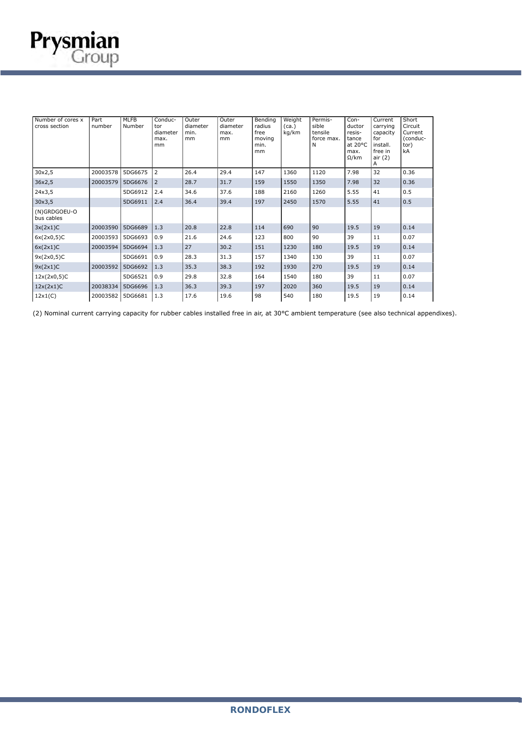| Number of cores x cross section | Part number | MLFB Number | Conductor diameter max. mm | Outer diameter min. mm | Outer diameter max. mm | Bending radius free moving min. mm | Weight (ca.) kg/km | Permissible tensile force max. N | Conductor resistance at 20°C max. Ω/km | Current carrying capacity for install. free in air (2) A | Short Circuit Current (conductor) kA |
|---|---|---|---|---|---|---|---|---|---|---|---|
| 30x2,5 | 20003578 | 5DG6675 | 2 | 26.4 | 29.4 | 147 | 1360 | 1120 | 7.98 | 32 | 0.36 |
| 36x2,5 | 20003579 | 5DG6676 | 2 | 28.7 | 31.7 | 159 | 1550 | 1350 | 7.98 | 32 | 0.36 |
| 24x3,5 | | 5DG6912 | 2.4 | 34.6 | 37.6 | 188 | 2160 | 1260 | 5.55 | 41 | 0.5 |
| 30x3,5 | | 5DG6911 | 2.4 | 36.4 | 39.4 | 197 | 2450 | 1570 | 5.55 | 41 | 0.5 |
| (N)GRDGOEU-O bus cables | | | | | | | | | | | |
| 3x(2x1)C | 20003590 | 5DG6689 | 1.3 | 20.8 | 22.8 | 114 | 690 | 90 | 19.5 | 19 | 0.14 |
| 6x(2x0,5)C | 20003593 | 5DG6693 | 0.9 | 21.6 | 24.6 | 123 | 800 | 90 | 39 | 11 | 0.07 |
| 6x(2x1)C | 20003594 | 5DG6694 | 1.3 | 27 | 30.2 | 151 | 1230 | 180 | 19.5 | 19 | 0.14 |
| 9x(2x0,5)C | | 5DG6691 | 0.9 | 28.3 | 31.3 | 157 | 1340 | 130 | 39 | 11 | 0.07 |
| 9x(2x1)C | 20003592 | 5DG6692 | 1.3 | 35.3 | 38.3 | 192 | 1930 | 270 | 19.5 | 19 | 0.14 |
| 12x(2x0,5)C | | 5DG6521 | 0.9 | 29.8 | 32.8 | 164 | 1540 | 180 | 39 | 11 | 0.07 |
| 12x(2x1)C | 20038334 | 5DG6696 | 1.3 | 36.3 | 39.3 | 197 | 2020 | 360 | 19.5 | 19 | 0.14 |
| 12x1(C) | 20003582 | 5DG6681 | 1.3 | 17.6 | 19.6 | 98 | 540 | 180 | 19.5 | 19 | 0.14 |

(2) Nominal current carrying capacity for rubber cables installed free in air, at 30°C ambient temperature (see also technical appendixes).